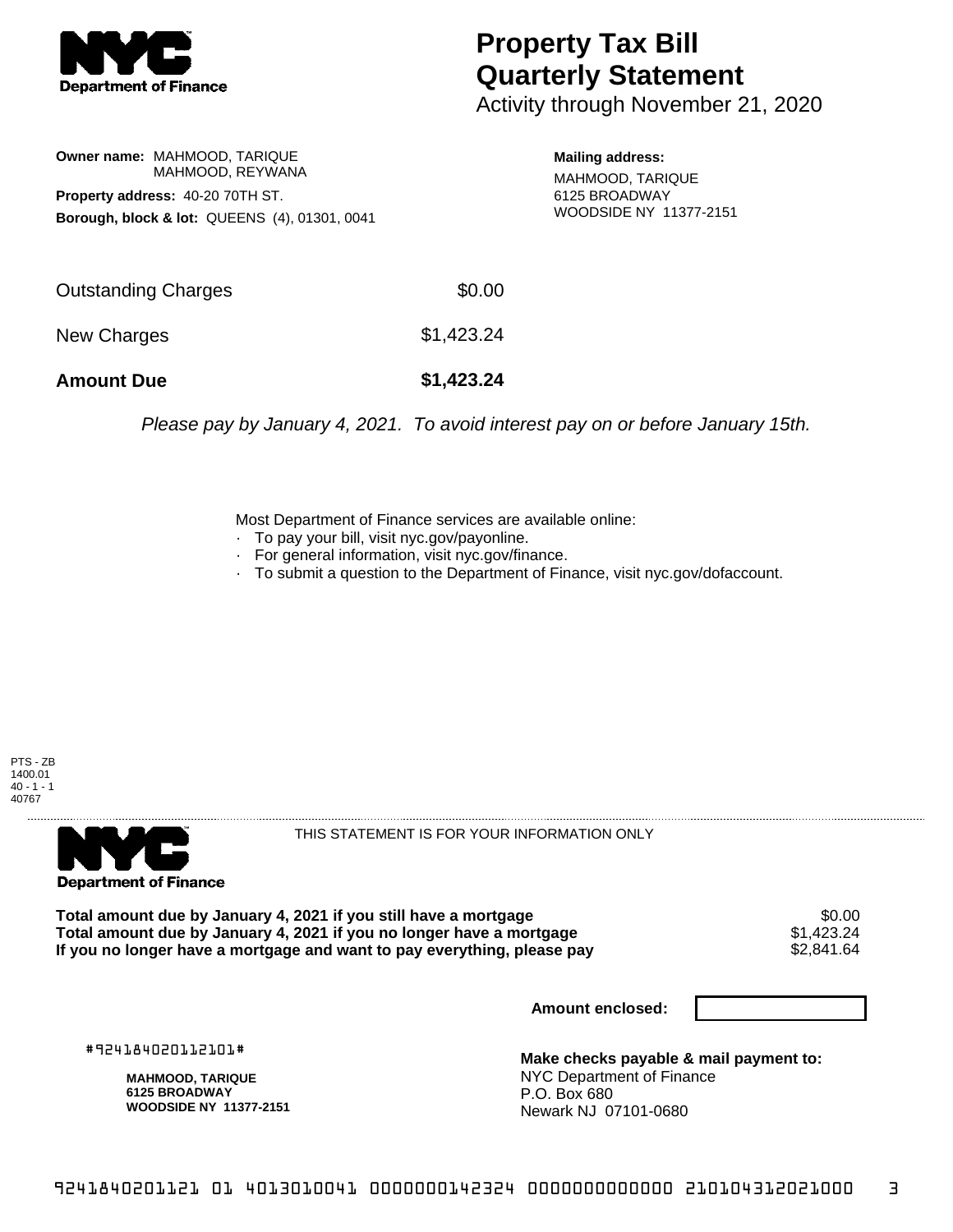**NYC Department of Finance**

# Property Tax Bill Quarterly Statement

Activity through November 21, 2020

**Owner name:** MAHMOOD, TARIQUE
MAHMOOD, REYWANA

**Property address:** 40-20 70TH ST.

**Borough, block & lot:** QUEENS (4), 01301, 0041

**Mailing address:**
MAHMOOD, TARIQUE
6125 BROADWAY
WOODSIDE NY 11377-2151

| | |
|---|---|
| Outstanding Charges | $0.00 |
| New Charges | $1,423.24 |
| **Amount Due** | **$1,423.24** |

*Please pay by January 4, 2021. To avoid interest pay on or before January 15th.*

Most Department of Finance services are available online:

- To pay your bill, visit nyc.gov/payonline.
- For general information, visit nyc.gov/finance.
- To submit a question to the Department of Finance, visit nyc.gov/dofaccount.

PTS - ZB
1400.01
40 - 1 - 1
40767

---

**NYC Department of Finance**

THIS STATEMENT IS FOR YOUR INFORMATION ONLY

| | |
|---|---|
| **Total amount due by January 4, 2021 if you still have a mortgage** | $0.00 |
| **Total amount due by January 4, 2021 if you no longer have a mortgage** | $1,423.24 |
| **If you no longer have a mortgage and want to pay everything, please pay** | $2,841.64 |

**Amount enclosed:**

#924184020112101#

**MAHMOOD, TARIQUE**
**6125 BROADWAY**
**WOODSIDE NY 11377-2151**

**Make checks payable & mail payment to:**
NYC Department of Finance
P.O. Box 680
Newark NJ 07101-0680

9241840201121 01 4013010041 0000000142324 0000000000000 210104312021000 3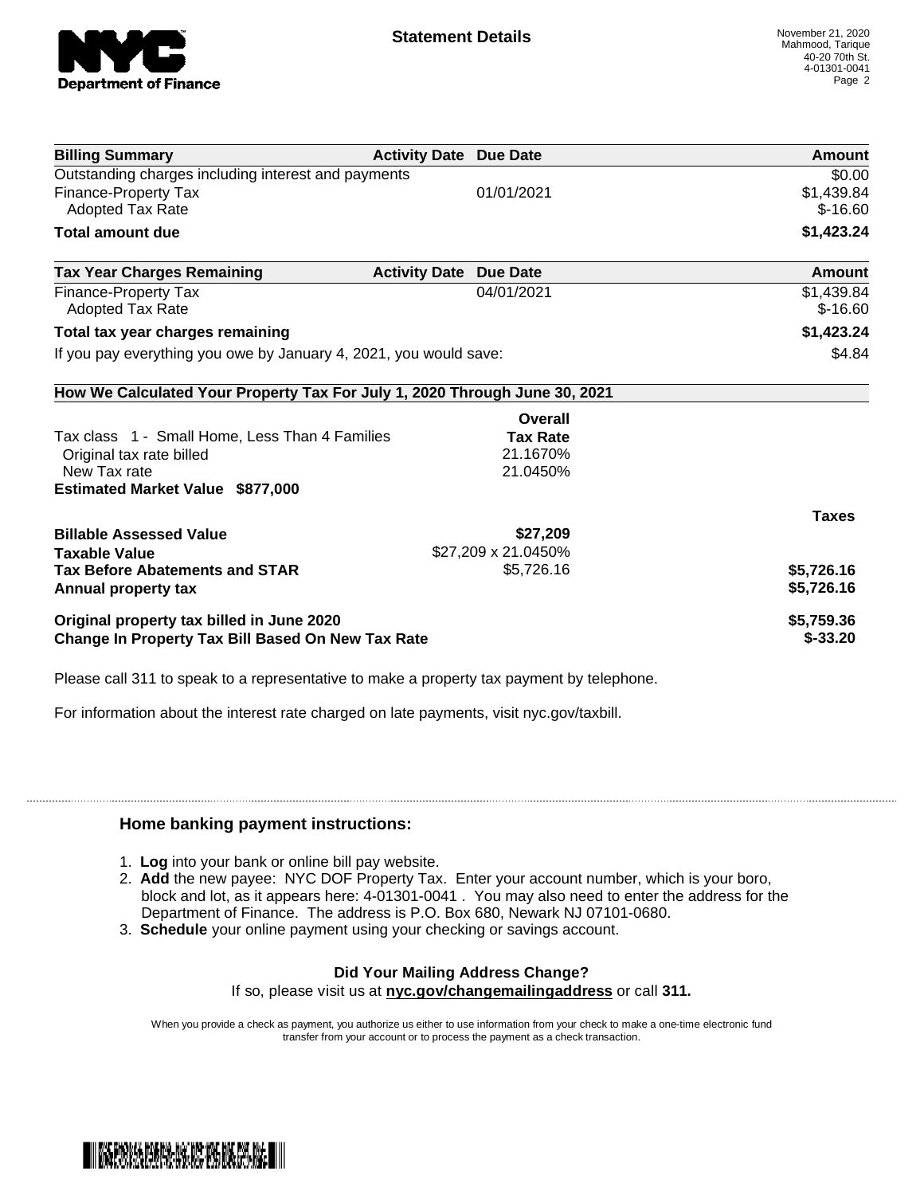**Statement Details**

November 21, 2020
Mahmood, Tarique
40-20 70th St.
4-01301-0041

| Billing Summary | Activity Date | Due Date | Amount |
|---|---|---|---|
| Outstanding charges including interest and payments | | | $0.00 |
| Finance-Property Tax | | 01/01/2021 | $1,439.84 |
| Adopted Tax Rate | | | $-16.60 |
| **Total amount due** | | | **$1,423.24** |

| Tax Year Charges Remaining | Activity Date | Due Date | Amount |
|---|---|---|---|
| Finance-Property Tax | | 04/01/2021 | $1,439.84 |
| Adopted Tax Rate | | | $-16.60 |
| **Total tax year charges remaining** | | | **$1,423.24** |
| If you pay everything you owe by January 4, 2021, you would save: | | | $4.84 |

**How We Calculated Your Property Tax For July 1, 2020 Through June 30, 2021**

| | Overall Tax Rate | Taxes |
|---|---|---|
| Tax class 1 - Small Home, Less Than 4 Families | | |
| Original tax rate billed | 21.1670% | |
| New Tax rate | 21.0450% | |
| **Estimated Market Value $877,000** | | |
| **Billable Assessed Value** | **$27,209** | |
| **Taxable Value** | $27,209 x 21.0450% | |
| **Tax Before Abatements and STAR** | $5,726.16 | **$5,726.16** |
| **Annual property tax** | | **$5,726.16** |
| **Original property tax billed in June 2020** | | **$5,759.36** |
| **Change In Property Tax Bill Based On New Tax Rate** | | **$-33.20** |

Please call 311 to speak to a representative to make a property tax payment by telephone.

For information about the interest rate charged on late payments, visit nyc.gov/taxbill.

## Home banking payment instructions:

1. **Log** into your bank or online bill pay website.
2. **Add** the new payee: NYC DOF Property Tax. Enter your account number, which is your boro, block and lot, as it appears here: 4-01301-0041 . You may also need to enter the address for the Department of Finance. The address is P.O. Box 680, Newark NJ 07101-0680.
3. **Schedule** your online payment using your checking or savings account.

**Did Your Mailing Address Change?**

If so, please visit us at **nyc.gov/changemailingaddress** or call **311.**

When you provide a check as payment, you authorize us either to use information from your check to make a one-time electronic fund transfer from your account or to process the payment as a check transaction.